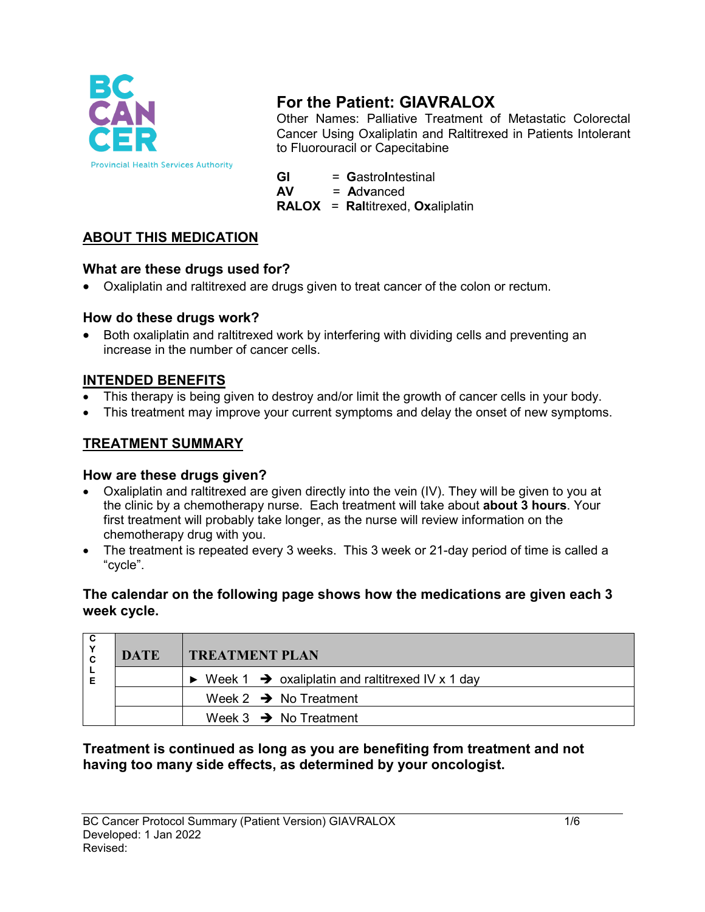# For the Patient: GIAVRALOX

Other Names: Palliative Treatment of Metastatic Colorectal Cancer Using Oxaliplatin and Raltitrexed in Patients Intolerant to Fluorouracil or Capecitabine

**GI** = **G**astro**I**ntestinal
**AV** = **A**d**v**anced
**RALOX** = **Ral**titrexed, **Ox**aliplatin

## ABOUT THIS MEDICATION

### What are these drugs used for?

- Oxaliplatin and raltitrexed are drugs given to treat cancer of the colon or rectum.

### How do these drugs work?

- Both oxaliplatin and raltitrexed work by interfering with dividing cells and preventing an increase in the number of cancer cells.

## INTENDED BENEFITS

- This therapy is being given to destroy and/or limit the growth of cancer cells in your body.
- This treatment may improve your current symptoms and delay the onset of new symptoms.

## TREATMENT SUMMARY

### How are these drugs given?

- Oxaliplatin and raltitrexed are given directly into the vein (IV). They will be given to you at the clinic by a chemotherapy nurse. Each treatment will take about **about 3 hours**. Your first treatment will probably take longer, as the nurse will review information on the chemotherapy drug with you.
- The treatment is repeated every 3 weeks. This 3 week or 21-day period of time is called a "cycle".

**The calendar on the following page shows how the medications are given each 3 week cycle.**

| CYCLE | DATE | TREATMENT PLAN |
|---|---|---|
| | | ► Week 1 → oxaliplatin and raltitrexed IV x 1 day |
| | | Week 2 → No Treatment |
| | | Week 3 → No Treatment |

**Treatment is continued as long as you are benefiting from treatment and not having too many side effects, as determined by your oncologist.**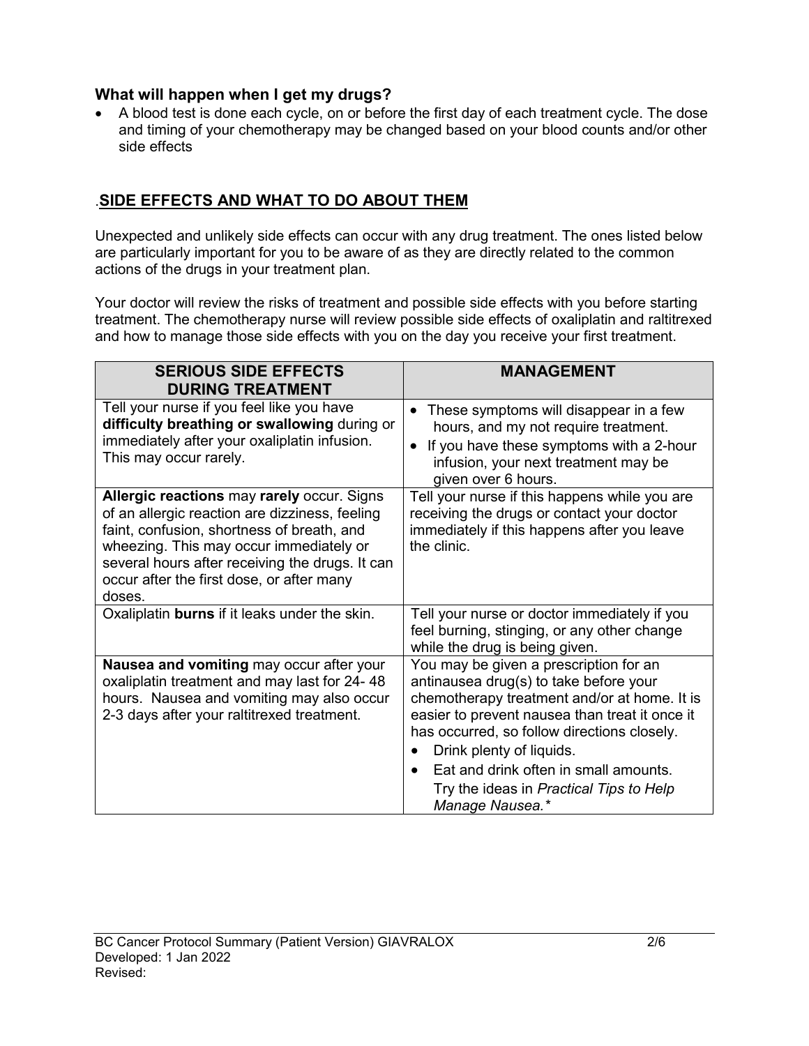### What will happen when I get my drugs?

- A blood test is done each cycle, on or before the first day of each treatment cycle. The dose and timing of your chemotherapy may be changed based on your blood counts and/or other side effects

## .SIDE EFFECTS AND WHAT TO DO ABOUT THEM

Unexpected and unlikely side effects can occur with any drug treatment. The ones listed below are particularly important for you to be aware of as they are directly related to the common actions of the drugs in your treatment plan.

Your doctor will review the risks of treatment and possible side effects with you before starting treatment. The chemotherapy nurse will review possible side effects of oxaliplatin and raltitrexed and how to manage those side effects with you on the day you receive your first treatment.

| SERIOUS SIDE EFFECTS DURING TREATMENT | MANAGEMENT |
|---|---|
| Tell your nurse if you feel like you have **difficulty breathing or swallowing** during or immediately after your oxaliplatin infusion. This may occur rarely. | • These symptoms will disappear in a few hours, and my not require treatment.<br>• If you have these symptoms with a 2-hour infusion, your next treatment may be given over 6 hours. |
| **Allergic reactions** may **rarely** occur. Signs of an allergic reaction are dizziness, feeling faint, confusion, shortness of breath, and wheezing. This may occur immediately or several hours after receiving the drugs. It can occur after the first dose, or after many doses. | Tell your nurse if this happens while you are receiving the drugs or contact your doctor immediately if this happens after you leave the clinic. |
| Oxaliplatin **burns** if it leaks under the skin. | Tell your nurse or doctor immediately if you feel burning, stinging, or any other change while the drug is being given. |
| **Nausea and vomiting** may occur after your oxaliplatin treatment and may last for 24- 48 hours. Nausea and vomiting may also occur 2-3 days after your raltitrexed treatment. | You may be given a prescription for an antinausea drug(s) to take before your chemotherapy treatment and/or at home. It is easier to prevent nausea than treat it once it has occurred, so follow directions closely.<br>• Drink plenty of liquids.<br>• Eat and drink often in small amounts. Try the ideas in *Practical Tips to Help Manage Nausea.** |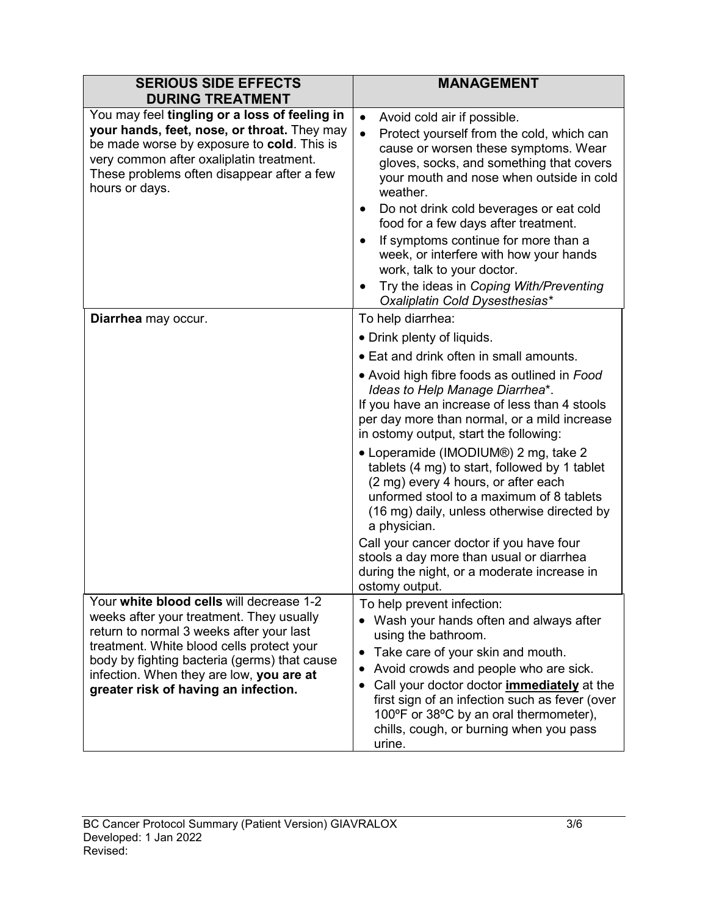| SERIOUS SIDE EFFECTS DURING TREATMENT | MANAGEMENT |
|---|---|
| You may feel **tingling or a loss of feeling in your hands, feet, nose, or throat.** They may be made worse by exposure to **cold**. This is very common after oxaliplatin treatment. These problems often disappear after a few hours or days. | • Avoid cold air if possible.<br>• Protect yourself from the cold, which can cause or worsen these symptoms. Wear gloves, socks, and something that covers your mouth and nose when outside in cold weather.<br>• Do not drink cold beverages or eat cold food for a few days after treatment.<br>• If symptoms continue for more than a week, or interfere with how your hands work, talk to your doctor.<br>• Try the ideas in *Coping With/Preventing Oxaliplatin Cold Dysesthesias\** |
| **Diarrhea** may occur. | To help diarrhea:<br>• Drink plenty of liquids.<br>• Eat and drink often in small amounts.<br>• Avoid high fibre foods as outlined in *Food Ideas to Help Manage Diarrhea*\*.<br>If you have an increase of less than 4 stools per day more than normal, or a mild increase in ostomy output, start the following:<br>• Loperamide (IMODIUM®) 2 mg, take 2 tablets (4 mg) to start, followed by 1 tablet (2 mg) every 4 hours, or after each unformed stool to a maximum of 8 tablets (16 mg) daily, unless otherwise directed by a physician.<br>Call your cancer doctor if you have four stools a day more than usual or diarrhea during the night, or a moderate increase in ostomy output. |
| Your **white blood cells** will decrease 1-2 weeks after your treatment. They usually return to normal 3 weeks after your last treatment. White blood cells protect your body by fighting bacteria (germs) that cause infection. When they are low, **you are at greater risk of having an infection.** | To help prevent infection:<br>• Wash your hands often and always after using the bathroom.<br>• Take care of your skin and mouth.<br>• Avoid crowds and people who are sick.<br>• Call your doctor doctor **immediately** at the first sign of an infection such as fever (over 100ºF or 38ºC by an oral thermometer), chills, cough, or burning when you pass urine. |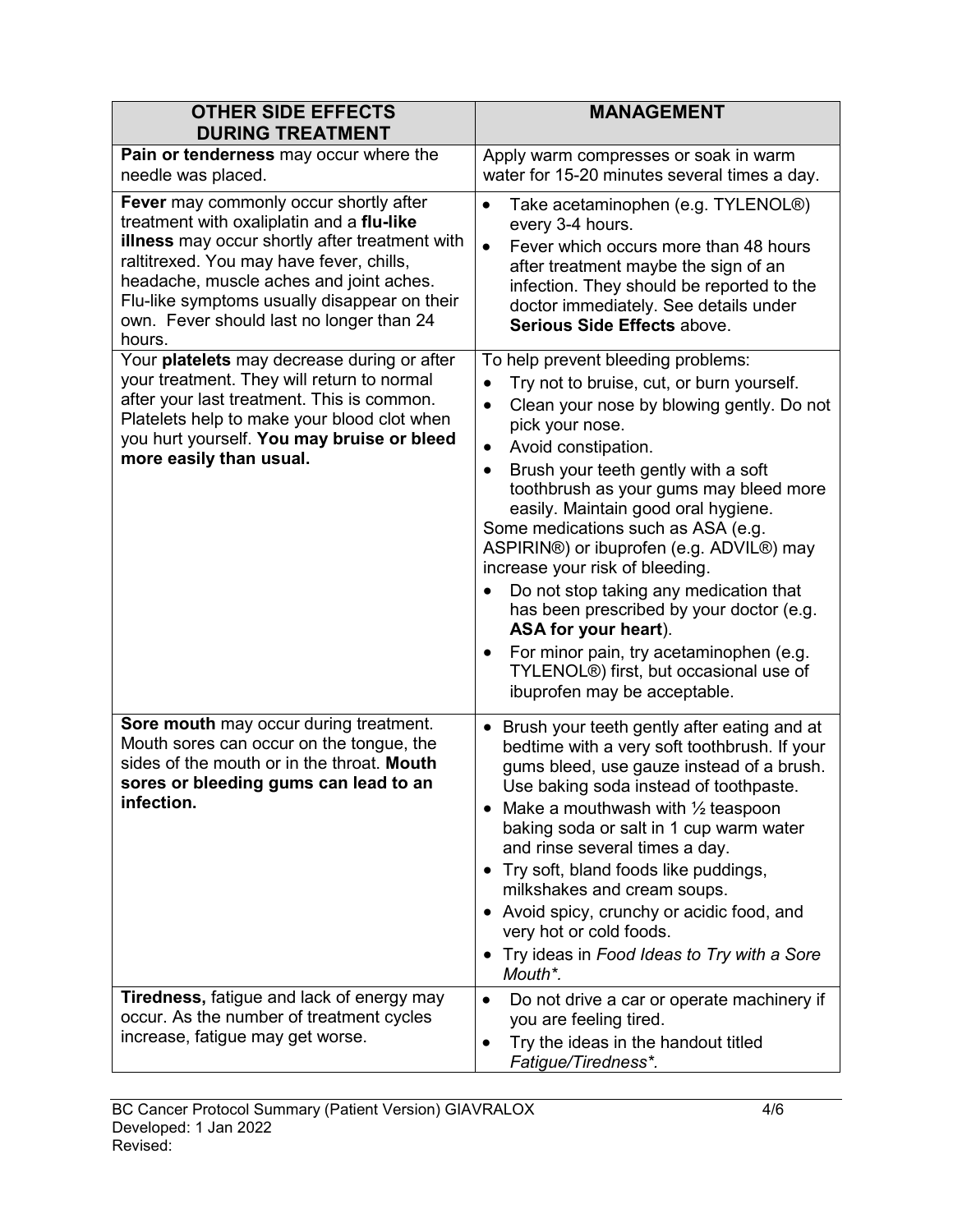| OTHER SIDE EFFECTS DURING TREATMENT | MANAGEMENT |
| --- | --- |
| **Pain or tenderness** may occur where the needle was placed. | Apply warm compresses or soak in warm water for 15-20 minutes several times a day. |
| **Fever** may commonly occur shortly after treatment with oxaliplatin and a **flu-like illness** may occur shortly after treatment with raltitrexed. You may have fever, chills, headache, muscle aches and joint aches. Flu-like symptoms usually disappear on their own. Fever should last no longer than 24 hours. | • Take acetaminophen (e.g. TYLENOL®) every 3-4 hours.<br>• Fever which occurs more than 48 hours after treatment maybe the sign of an infection. They should be reported to the doctor immediately. See details under **Serious Side Effects** above. |
| Your **platelets** may decrease during or after your treatment. They will return to normal after your last treatment. This is common. Platelets help to make your blood clot when you hurt yourself. **You may bruise or bleed more easily than usual.** | To help prevent bleeding problems:<br>• Try not to bruise, cut, or burn yourself.<br>• Clean your nose by blowing gently. Do not pick your nose.<br>• Avoid constipation.<br>• Brush your teeth gently with a soft toothbrush as your gums may bleed more easily. Maintain good oral hygiene.<br>Some medications such as ASA (e.g. ASPIRIN®) or ibuprofen (e.g. ADVIL®) may increase your risk of bleeding.<br>• Do not stop taking any medication that has been prescribed by your doctor (e.g. **ASA for your heart**).<br>• For minor pain, try acetaminophen (e.g. TYLENOL®) first, but occasional use of ibuprofen may be acceptable. |
| **Sore mouth** may occur during treatment. Mouth sores can occur on the tongue, the sides of the mouth or in the throat. **Mouth sores or bleeding gums can lead to an infection.** | • Brush your teeth gently after eating and at bedtime with a very soft toothbrush. If your gums bleed, use gauze instead of a brush. Use baking soda instead of toothpaste.<br>• Make a mouthwash with ½ teaspoon baking soda or salt in 1 cup warm water and rinse several times a day.<br>• Try soft, bland foods like puddings, milkshakes and cream soups.<br>• Avoid spicy, crunchy or acidic food, and very hot or cold foods.<br>• Try ideas in *Food Ideas to Try with a Sore Mouth**. |
| **Tiredness,** fatigue and lack of energy may occur. As the number of treatment cycles increase, fatigue may get worse. | • Do not drive a car or operate machinery if you are feeling tired.<br>• Try the ideas in the handout titled *Fatigue/Tiredness**. |

BC Cancer Protocol Summary (Patient Version) GIAVRALOX
Developed: 1 Jan 2022
Revised: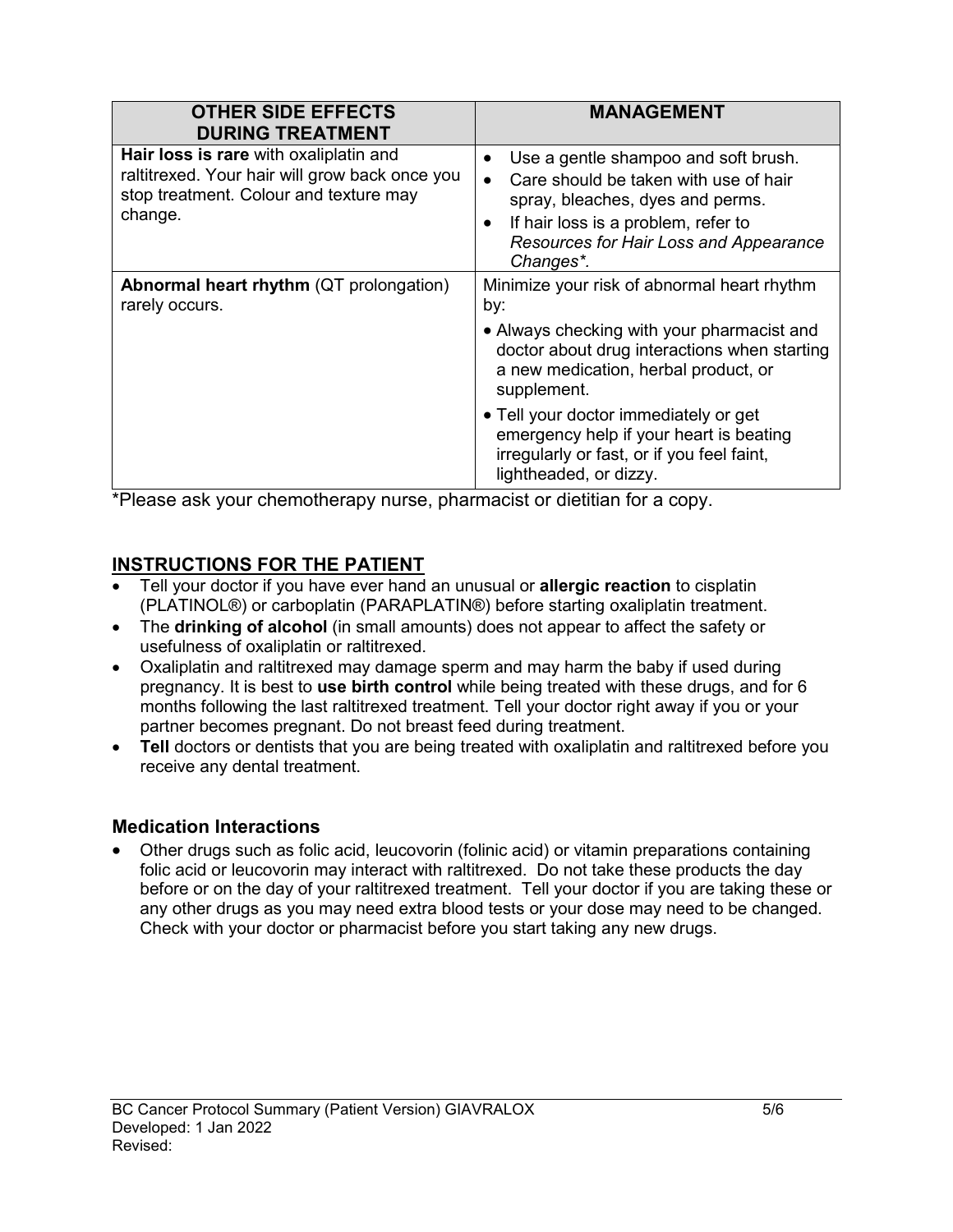| OTHER SIDE EFFECTS DURING TREATMENT | MANAGEMENT |
|---|---|
| **Hair loss is rare** with oxaliplatin and raltitrexed. Your hair will grow back once you stop treatment. Colour and texture may change. | • Use a gentle shampoo and soft brush.<br>• Care should be taken with use of hair spray, bleaches, dyes and perms.<br>• If hair loss is a problem, refer to *Resources for Hair Loss and Appearance Changes\**. |
| **Abnormal heart rhythm** (QT prolongation) rarely occurs. | Minimize your risk of abnormal heart rhythm by:<br>• Always checking with your pharmacist and doctor about drug interactions when starting a new medication, herbal product, or supplement.<br>• Tell your doctor immediately or get emergency help if your heart is beating irregularly or fast, or if you feel faint, lightheaded, or dizzy. |

*Please ask your chemotherapy nurse, pharmacist or dietitian for a copy.

## INSTRUCTIONS FOR THE PATIENT

- Tell your doctor if you have ever hand an unusual or **allergic reaction** to cisplatin (PLATINOL®) or carboplatin (PARAPLATIN®) before starting oxaliplatin treatment.
- The **drinking of alcohol** (in small amounts) does not appear to affect the safety or usefulness of oxaliplatin or raltitrexed.
- Oxaliplatin and raltitrexed may damage sperm and may harm the baby if used during pregnancy. It is best to **use birth control** while being treated with these drugs, and for 6 months following the last raltitrexed treatment. Tell your doctor right away if you or your partner becomes pregnant. Do not breast feed during treatment.
- **Tell** doctors or dentists that you are being treated with oxaliplatin and raltitrexed before you receive any dental treatment.

### Medication Interactions

- Other drugs such as folic acid, leucovorin (folinic acid) or vitamin preparations containing folic acid or leucovorin may interact with raltitrexed. Do not take these products the day before or on the day of your raltitrexed treatment. Tell your doctor if you are taking these or any other drugs as you may need extra blood tests or your dose may need to be changed. Check with your doctor or pharmacist before you start taking any new drugs.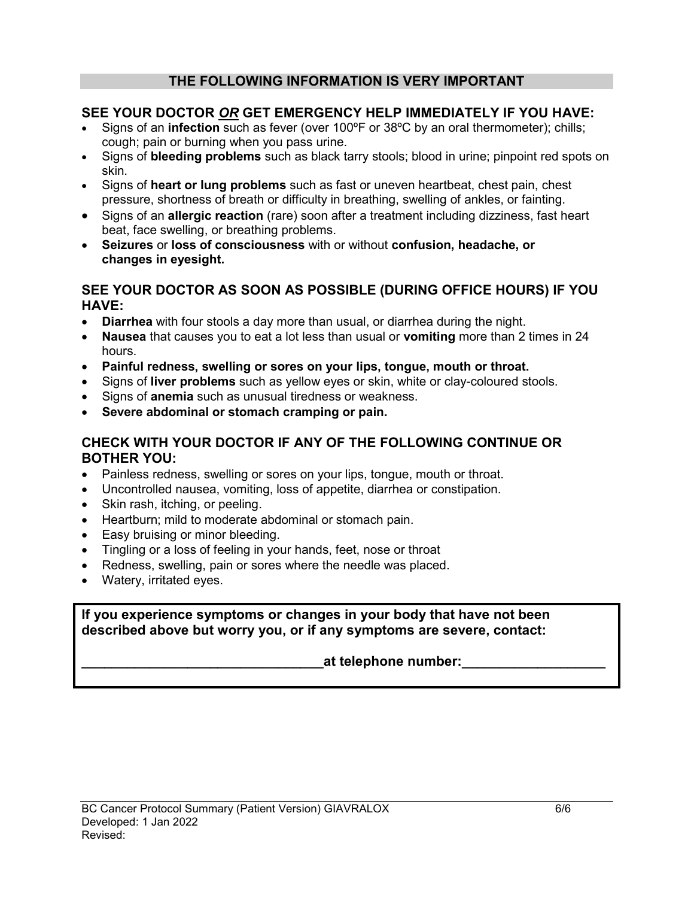## THE FOLLOWING INFORMATION IS VERY IMPORTANT

### SEE YOUR DOCTOR *OR* GET EMERGENCY HELP IMMEDIATELY IF YOU HAVE:

- Signs of an **infection** such as fever (over 100ºF or 38ºC by an oral thermometer); chills; cough; pain or burning when you pass urine.
- Signs of **bleeding problems** such as black tarry stools; blood in urine; pinpoint red spots on skin.
- Signs of **heart or lung problems** such as fast or uneven heartbeat, chest pain, chest pressure, shortness of breath or difficulty in breathing, swelling of ankles, or fainting.
- Signs of an **allergic reaction** (rare) soon after a treatment including dizziness, fast heart beat, face swelling, or breathing problems.
- **Seizures** or **loss of consciousness** with or without **confusion, headache, or changes in eyesight.**

### SEE YOUR DOCTOR AS SOON AS POSSIBLE (DURING OFFICE HOURS) IF YOU HAVE:

- **Diarrhea** with four stools a day more than usual, or diarrhea during the night.
- **Nausea** that causes you to eat a lot less than usual or **vomiting** more than 2 times in 24 hours.
- **Painful redness, swelling or sores on your lips, tongue, mouth or throat.**
- Signs of **liver problems** such as yellow eyes or skin, white or clay-coloured stools.
- Signs of **anemia** such as unusual tiredness or weakness.
- **Severe abdominal or stomach cramping or pain.**

### CHECK WITH YOUR DOCTOR IF ANY OF THE FOLLOWING CONTINUE OR BOTHER YOU:

- Painless redness, swelling or sores on your lips, tongue, mouth or throat.
- Uncontrolled nausea, vomiting, loss of appetite, diarrhea or constipation.
- Skin rash, itching, or peeling.
- Heartburn; mild to moderate abdominal or stomach pain.
- Easy bruising or minor bleeding.
- Tingling or a loss of feeling in your hands, feet, nose or throat
- Redness, swelling, pain or sores where the needle was placed.
- Watery, irritated eyes.

**If you experience symptoms or changes in your body that have not been described above but worry you, or if any symptoms are severe, contact:**

**________________________________at telephone number:___________________**

BC Cancer Protocol Summary (Patient Version) GIAVRALOX
Developed: 1 Jan 2022
Revised: